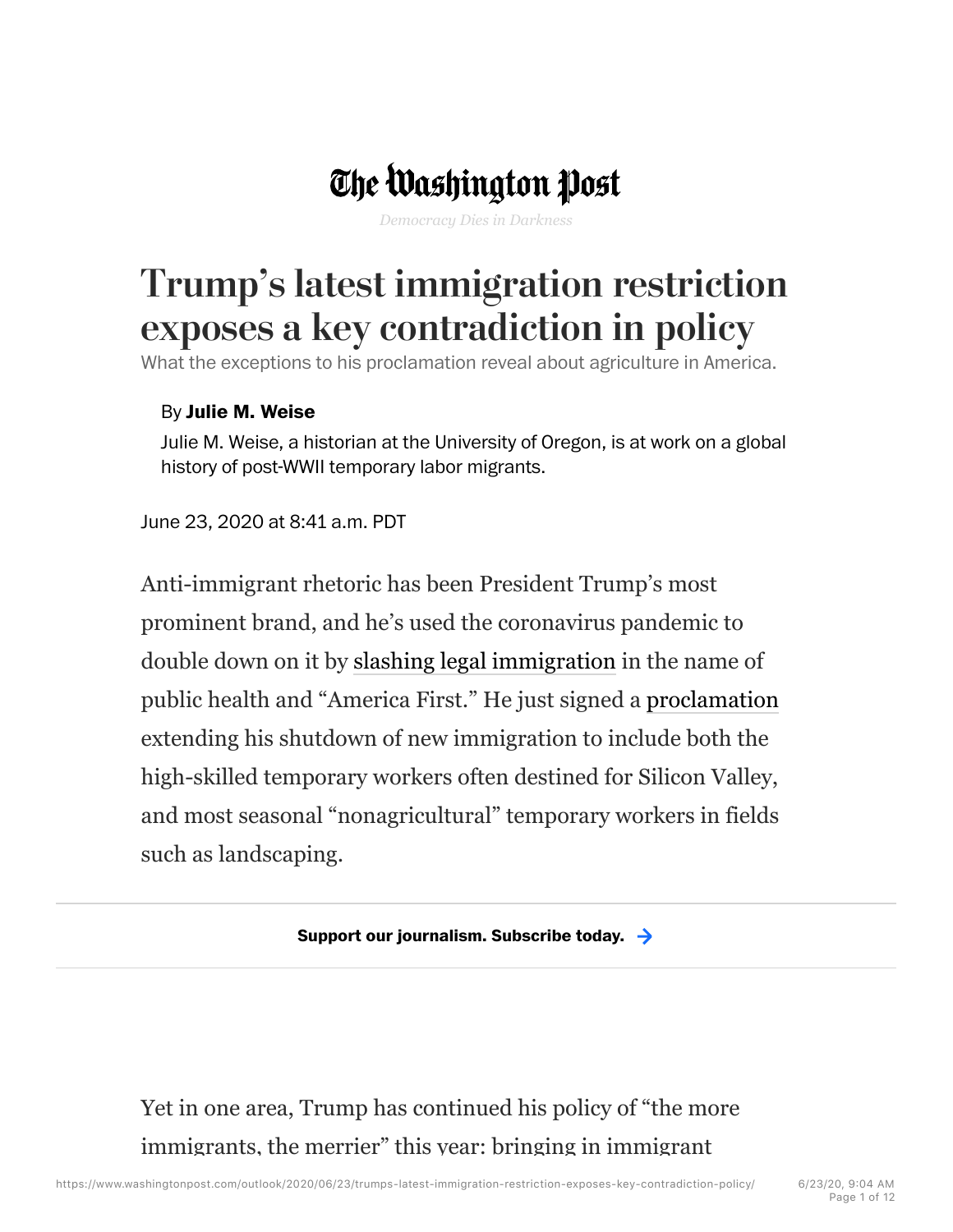The Washington Post

*Democracy Dies in Darkness*

# Trump's latest immigration restriction exposes a key contradiction in policy

What the exceptions to his proclamation reveal about agriculture in America.

By **Julie M. Weise**

Julie M. Weise, a historian at the University of Oregon, is at work on a global history of post-WWII temporary labor migrants.

June 23, 2020 at 8:41 a.m. PDT

Anti-immigrant rhetoric has been President Trump's most prominent brand, and he's used the coronavirus pandemic to double down on it by slashing legal immigration in the name of public health and "America First." He just signed a proclamation extending his shutdown of new immigration to include both the high-skilled temporary workers often destined for Silicon Valley, and most seasonal "nonagricultural" temporary workers in fields such as landscaping.

**Support our journalism. Subscribe today.**

Yet in one area, Trump has continued his policy of "the more immigrants, the merrier" this year: bringing in immigrant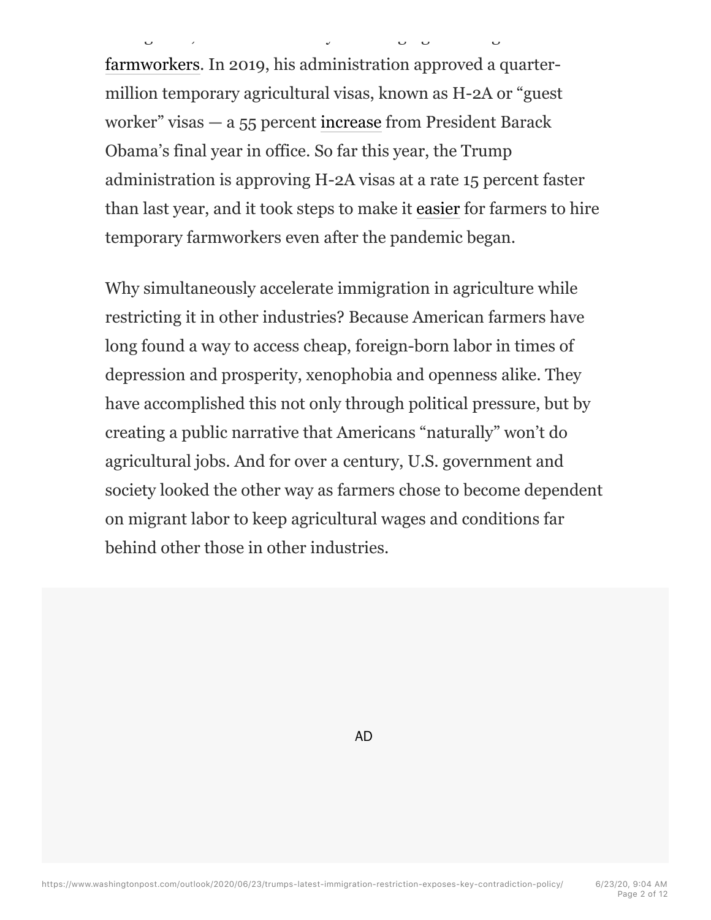farmworkers. In 2019, his administration approved a quarter-million temporary agricultural visas, known as H-2A or "guest worker" visas — a 55 percent increase from President Barack Obama's final year in office. So far this year, the Trump administration is approving H-2A visas at a rate 15 percent faster than last year, and it took steps to make it easier for farmers to hire temporary farmworkers even after the pandemic began.

Why simultaneously accelerate immigration in agriculture while restricting it in other industries? Because American farmers have long found a way to access cheap, foreign-born labor in times of depression and prosperity, xenophobia and openness alike. They have accomplished this not only through political pressure, but by creating a public narrative that Americans "naturally" won't do agricultural jobs. And for over a century, U.S. government and society looked the other way as farmers chose to become dependent on migrant labor to keep agricultural wages and conditions far behind other those in other industries.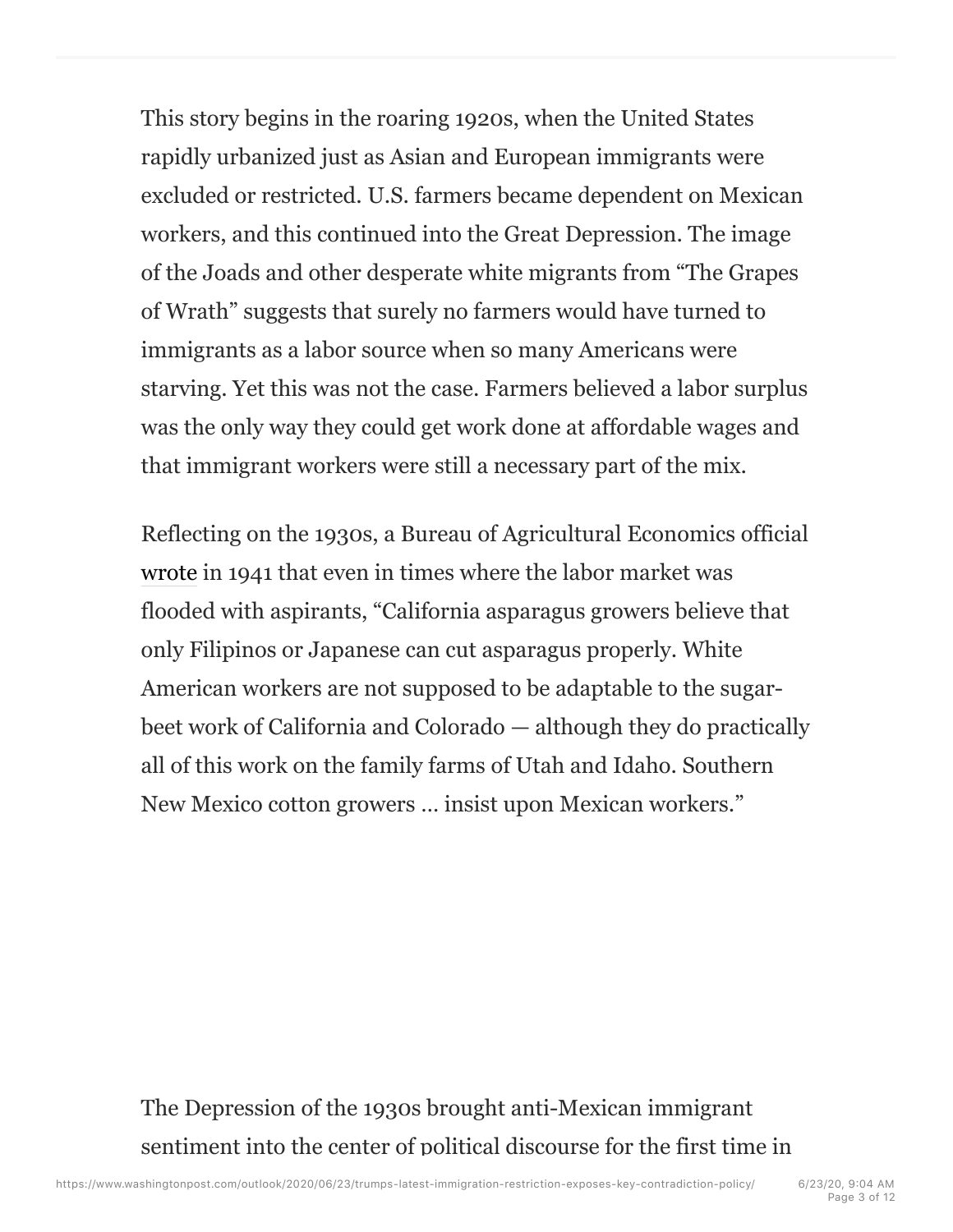This story begins in the roaring 1920s, when the United States rapidly urbanized just as Asian and European immigrants were excluded or restricted. U.S. farmers became dependent on Mexican workers, and this continued into the Great Depression. The image of the Joads and other desperate white migrants from "The Grapes of Wrath" suggests that surely no farmers would have turned to immigrants as a labor source when so many Americans were starving. Yet this was not the case. Farmers believed a labor surplus was the only way they could get work done at affordable wages and that immigrant workers were still a necessary part of the mix.

Reflecting on the 1930s, a Bureau of Agricultural Economics official wrote in 1941 that even in times where the labor market was flooded with aspirants, "California asparagus growers believe that only Filipinos or Japanese can cut asparagus properly. White American workers are not supposed to be adaptable to the sugar-beet work of California and Colorado — although they do practically all of this work on the family farms of Utah and Idaho. Southern New Mexico cotton growers … insist upon Mexican workers."

The Depression of the 1930s brought anti-Mexican immigrant sentiment into the center of political discourse for the first time in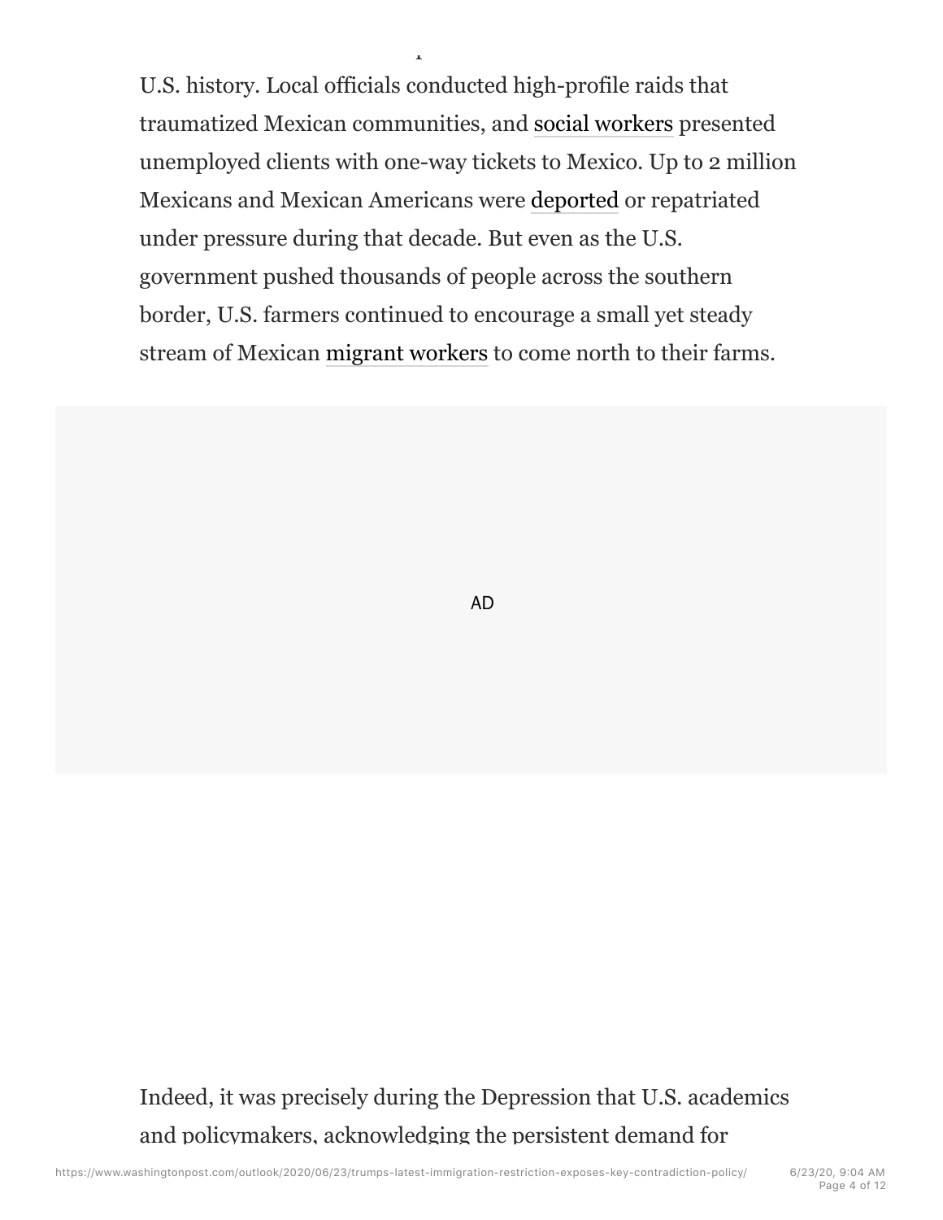U.S. history. Local officials conducted high-profile raids that traumatized Mexican communities, and social workers presented unemployed clients with one-way tickets to Mexico. Up to 2 million Mexicans and Mexican Americans were deported or repatriated under pressure during that decade. But even as the U.S. government pushed thousands of people across the southern border, U.S. farmers continued to encourage a small yet steady stream of Mexican migrant workers to come north to their farms.

Indeed, it was precisely during the Depression that U.S. academics and policymakers, acknowledging the persistent demand for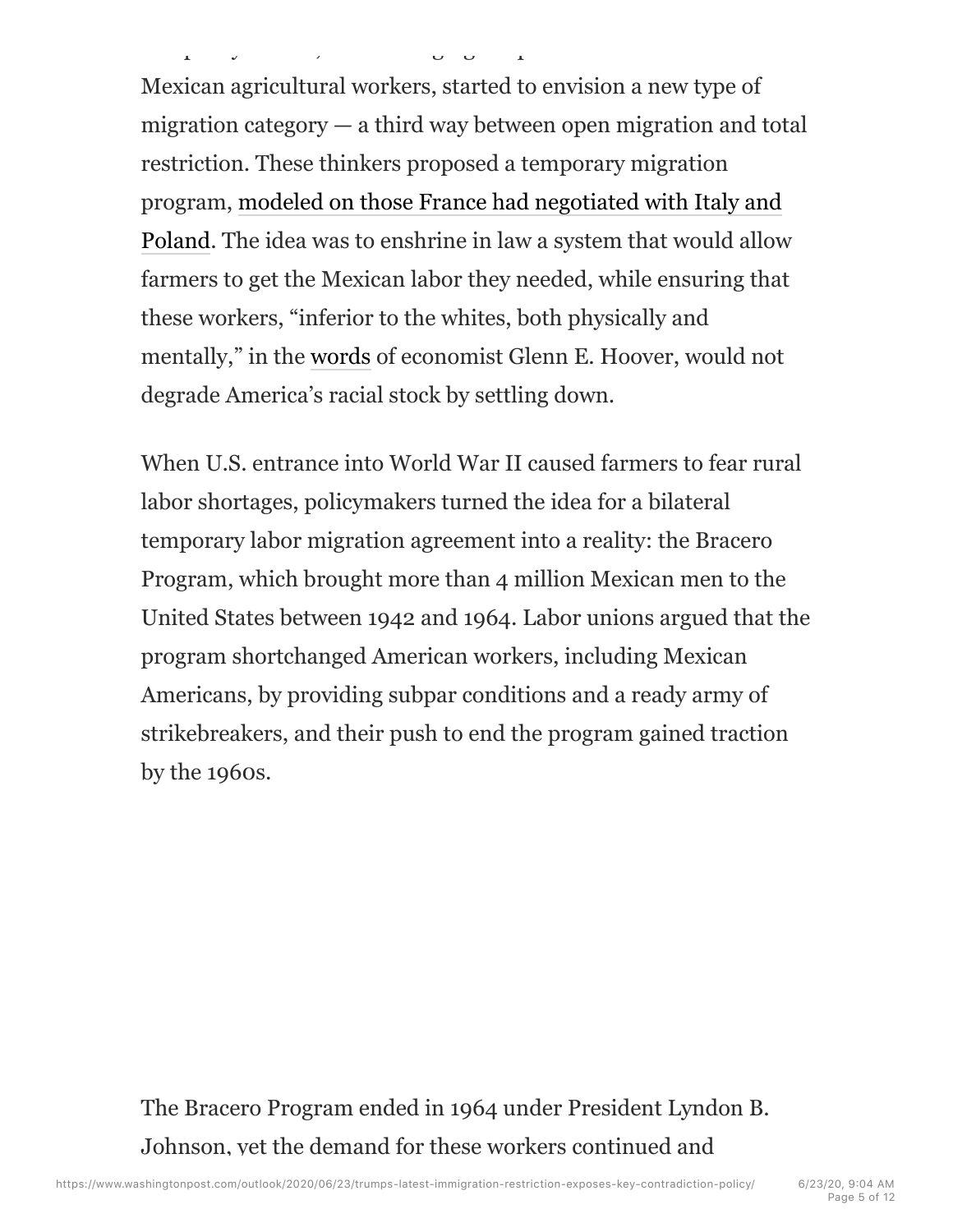Mexican agricultural workers, started to envision a new type of migration category — a third way between open migration and total restriction. These thinkers proposed a temporary migration program, modeled on those France had negotiated with Italy and Poland. The idea was to enshrine in law a system that would allow farmers to get the Mexican labor they needed, while ensuring that these workers, "inferior to the whites, both physically and mentally," in the words of economist Glenn E. Hoover, would not degrade America's racial stock by settling down.

When U.S. entrance into World War II caused farmers to fear rural labor shortages, policymakers turned the idea for a bilateral temporary labor migration agreement into a reality: the Bracero Program, which brought more than 4 million Mexican men to the United States between 1942 and 1964. Labor unions argued that the program shortchanged American workers, including Mexican Americans, by providing subpar conditions and a ready army of strikebreakers, and their push to end the program gained traction by the 1960s.

The Bracero Program ended in 1964 under President Lyndon B. Johnson, yet the demand for these workers continued and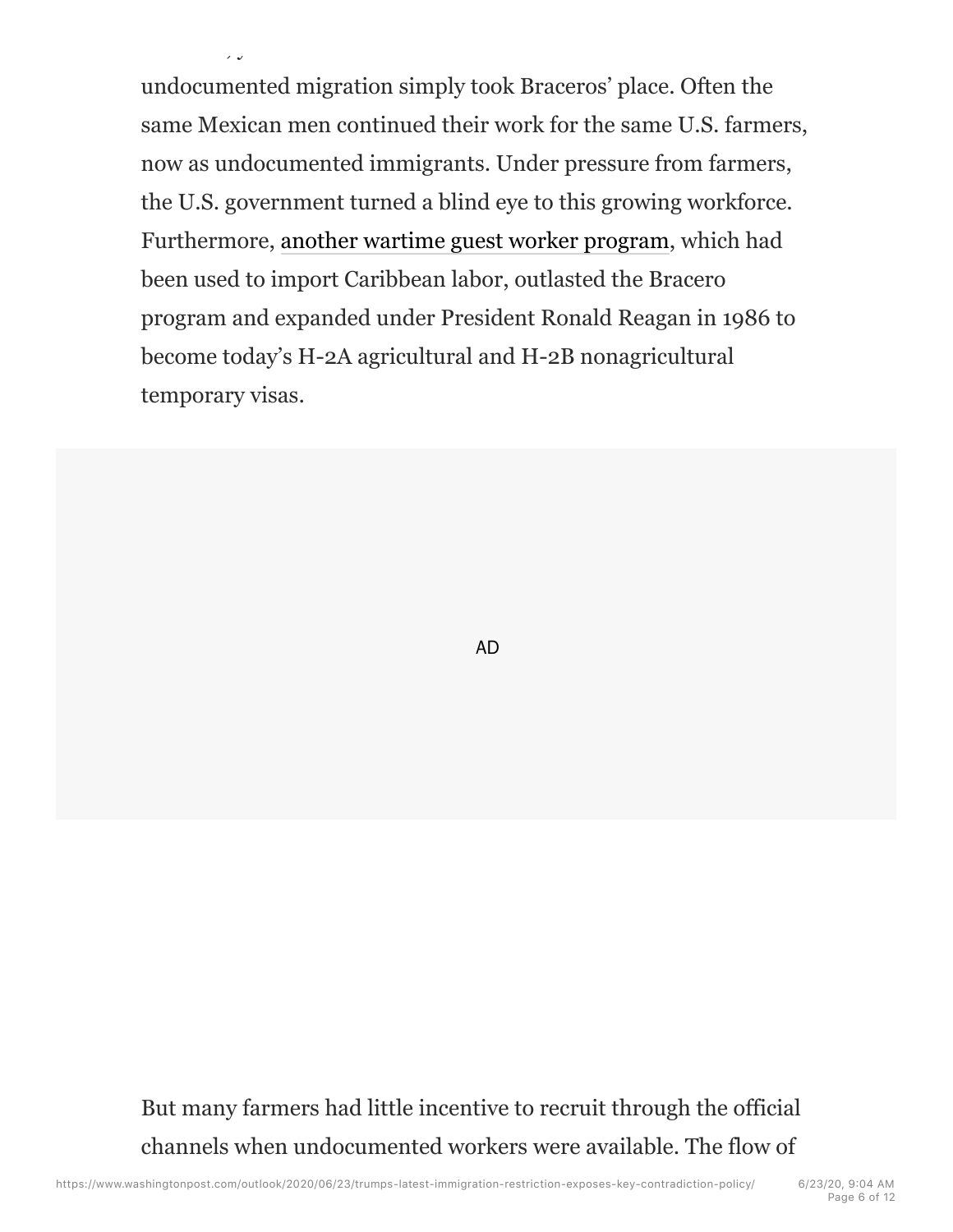undocumented migration simply took Braceros' place. Often the same Mexican men continued their work for the same U.S. farmers, now as undocumented immigrants. Under pressure from farmers, the U.S. government turned a blind eye to this growing workforce. Furthermore, another wartime guest worker program, which had been used to import Caribbean labor, outlasted the Bracero program and expanded under President Ronald Reagan in 1986 to become today's H-2A agricultural and H-2B nonagricultural temporary visas.

But many farmers had little incentive to recruit through the official channels when undocumented workers were available. The flow of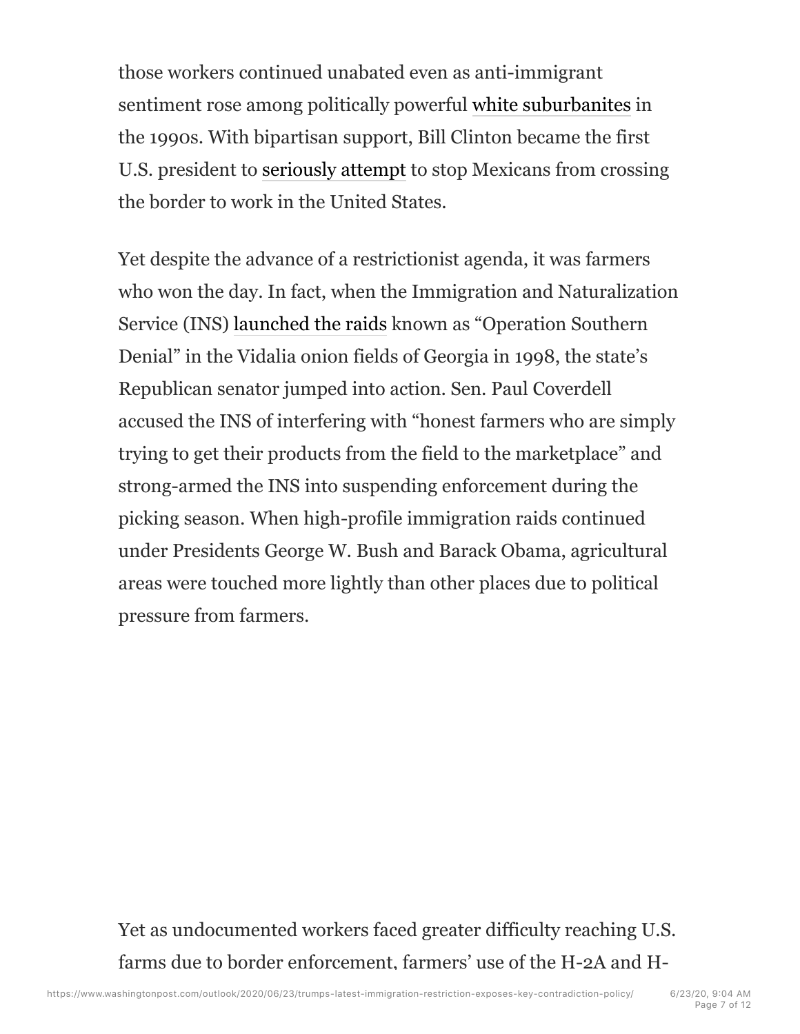those workers continued unabated even as anti-immigrant sentiment rose among politically powerful white suburbanites in the 1990s. With bipartisan support, Bill Clinton became the first U.S. president to seriously attempt to stop Mexicans from crossing the border to work in the United States.

Yet despite the advance of a restrictionist agenda, it was farmers who won the day. In fact, when the Immigration and Naturalization Service (INS) launched the raids known as "Operation Southern Denial" in the Vidalia onion fields of Georgia in 1998, the state's Republican senator jumped into action. Sen. Paul Coverdell accused the INS of interfering with "honest farmers who are simply trying to get their products from the field to the marketplace" and strong-armed the INS into suspending enforcement during the picking season. When high-profile immigration raids continued under Presidents George W. Bush and Barack Obama, agricultural areas were touched more lightly than other places due to political pressure from farmers.

Yet as undocumented workers faced greater difficulty reaching U.S. farms due to border enforcement, farmers' use of the H-2A and H-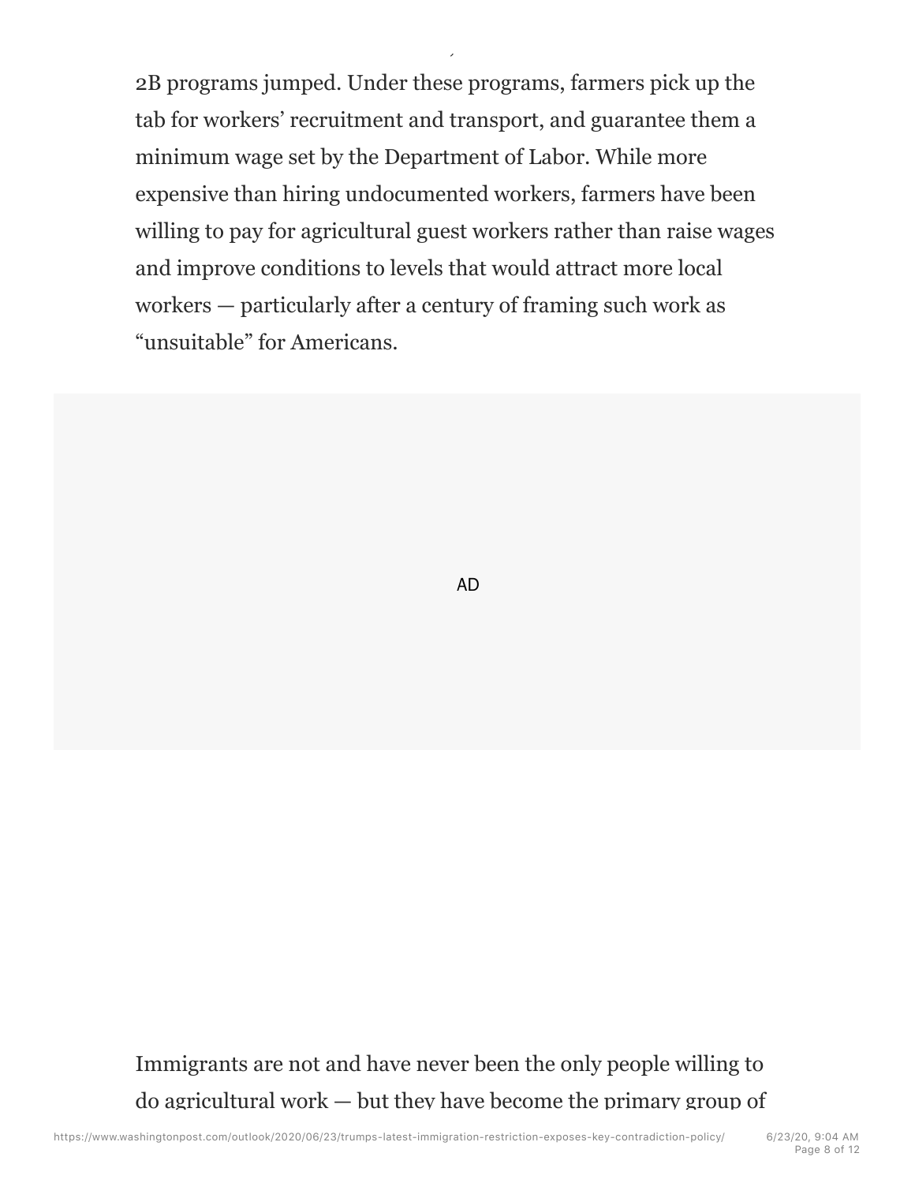2B programs jumped. Under these programs, farmers pick up the tab for workers' recruitment and transport, and guarantee them a minimum wage set by the Department of Labor. While more expensive than hiring undocumented workers, farmers have been willing to pay for agricultural guest workers rather than raise wages and improve conditions to levels that would attract more local workers — particularly after a century of framing such work as "unsuitable" for Americans.

Immigrants are not and have never been the only people willing to do agricultural work — but they have become the primary group of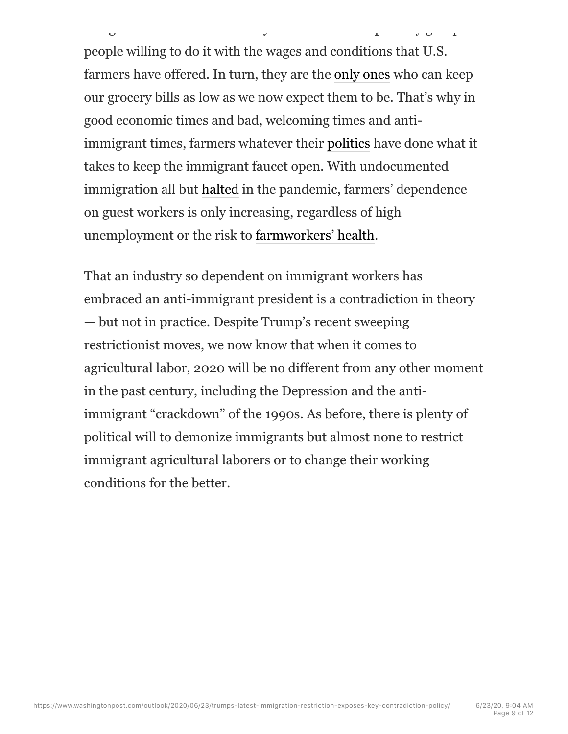people willing to do it with the wages and conditions that U.S. farmers have offered. In turn, they are the only ones who can keep our grocery bills as low as we now expect them to be. That's why in good economic times and bad, welcoming times and anti-immigrant times, farmers whatever their politics have done what it takes to keep the immigrant faucet open. With undocumented immigration all but halted in the pandemic, farmers' dependence on guest workers is only increasing, regardless of high unemployment or the risk to farmworkers' health.

That an industry so dependent on immigrant workers has embraced an anti-immigrant president is a contradiction in theory — but not in practice. Despite Trump's recent sweeping restrictionist moves, we now know that when it comes to agricultural labor, 2020 will be no different from any other moment in the past century, including the Depression and the anti-immigrant "crackdown" of the 1990s. As before, there is plenty of political will to demonize immigrants but almost none to restrict immigrant agricultural laborers or to change their working conditions for the better.